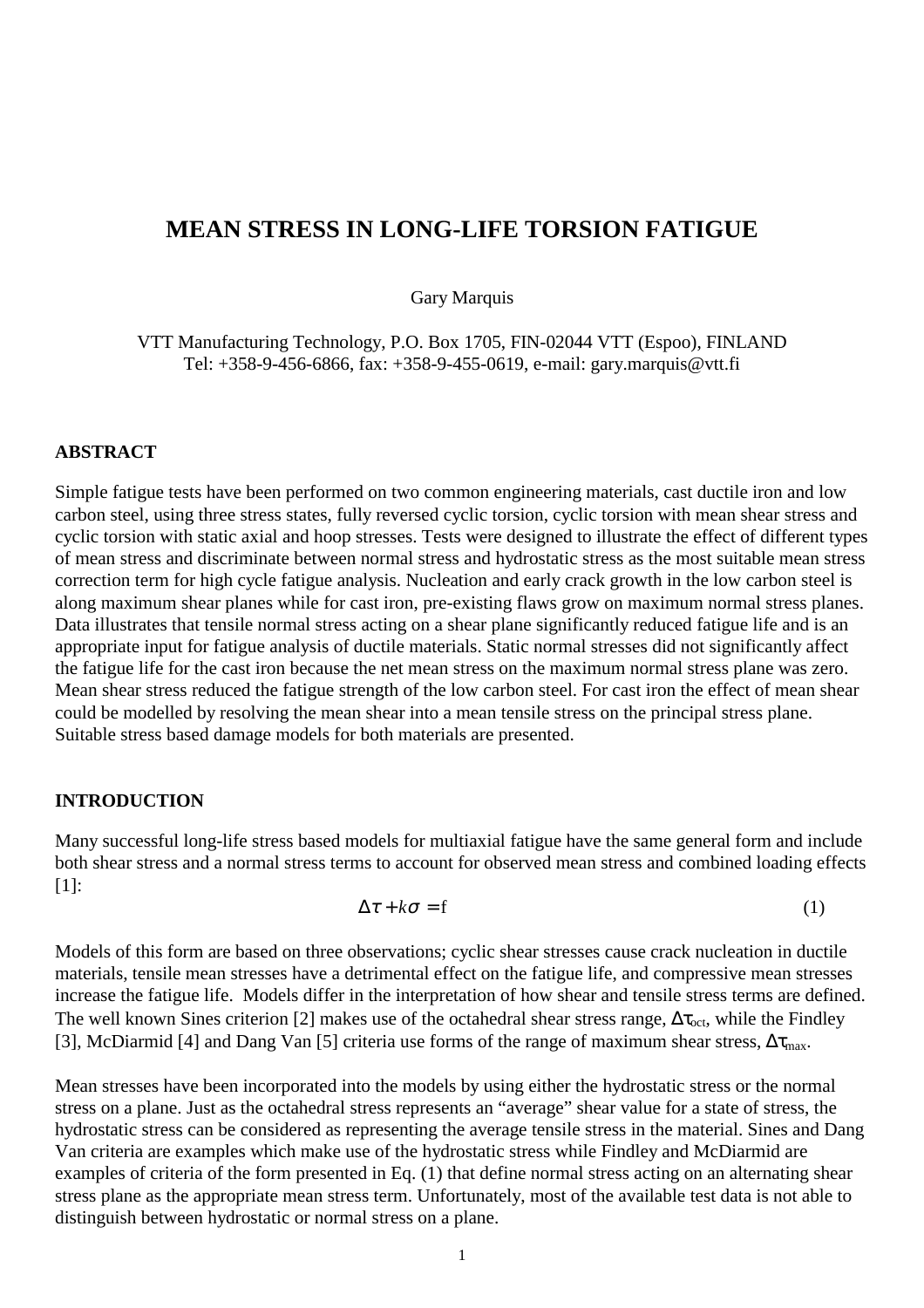# MEAN STRESS IN LONG-LIFE TORSION FATIGUE

Gary Marquis

VTT Manufacturing Technology, P.O. Box 1705, FIN-02044 VTT (Espoo), FINLAND
Tel: +358-9-456-6866, fax: +358-9-455-0619, e-mail: gary.marquis@vtt.fi

## ABSTRACT

Simple fatigue tests have been performed on two common engineering materials, cast ductile iron and low carbon steel, using three stress states, fully reversed cyclic torsion, cyclic torsion with mean shear stress and cyclic torsion with static axial and hoop stresses. Tests were designed to illustrate the effect of different types of mean stress and discriminate between normal stress and hydrostatic stress as the most suitable mean stress correction term for high cycle fatigue analysis. Nucleation and early crack growth in the low carbon steel is along maximum shear planes while for cast iron, pre-existing flaws grow on maximum normal stress planes. Data illustrates that tensile normal stress acting on a shear plane significantly reduced fatigue life and is an appropriate input for fatigue analysis of ductile materials. Static normal stresses did not significantly affect the fatigue life for the cast iron because the net mean stress on the maximum normal stress plane was zero. Mean shear stress reduced the fatigue strength of the low carbon steel. For cast iron the effect of mean shear could be modelled by resolving the mean shear into a mean tensile stress on the principal stress plane. Suitable stress based damage models for both materials are presented.

## INTRODUCTION

Many successful long-life stress based models for multiaxial fatigue have the same general form and include both shear stress and a normal stress terms to account for observed mean stress and combined loading effects [1]:

$$\Delta\tau + k\sigma = \mathrm{f} \qquad (1)$$

Models of this form are based on three observations; cyclic shear stresses cause crack nucleation in ductile materials, tensile mean stresses have a detrimental effect on the fatigue life, and compressive mean stresses increase the fatigue life. Models differ in the interpretation of how shear and tensile stress terms are defined. The well known Sines criterion [2] makes use of the octahedral shear stress range, $\Delta\tau_{oct}$, while the Findley [3], McDiarmid [4] and Dang Van [5] criteria use forms of the range of maximum shear stress, $\Delta\tau_{max}$.

Mean stresses have been incorporated into the models by using either the hydrostatic stress or the normal stress on a plane. Just as the octahedral stress represents an "average" shear value for a state of stress, the hydrostatic stress can be considered as representing the average tensile stress in the material. Sines and Dang Van criteria are examples which make use of the hydrostatic stress while Findley and McDiarmid are examples of criteria of the form presented in Eq. (1) that define normal stress acting on an alternating shear stress plane as the appropriate mean stress term. Unfortunately, most of the available test data is not able to distinguish between hydrostatic or normal stress on a plane.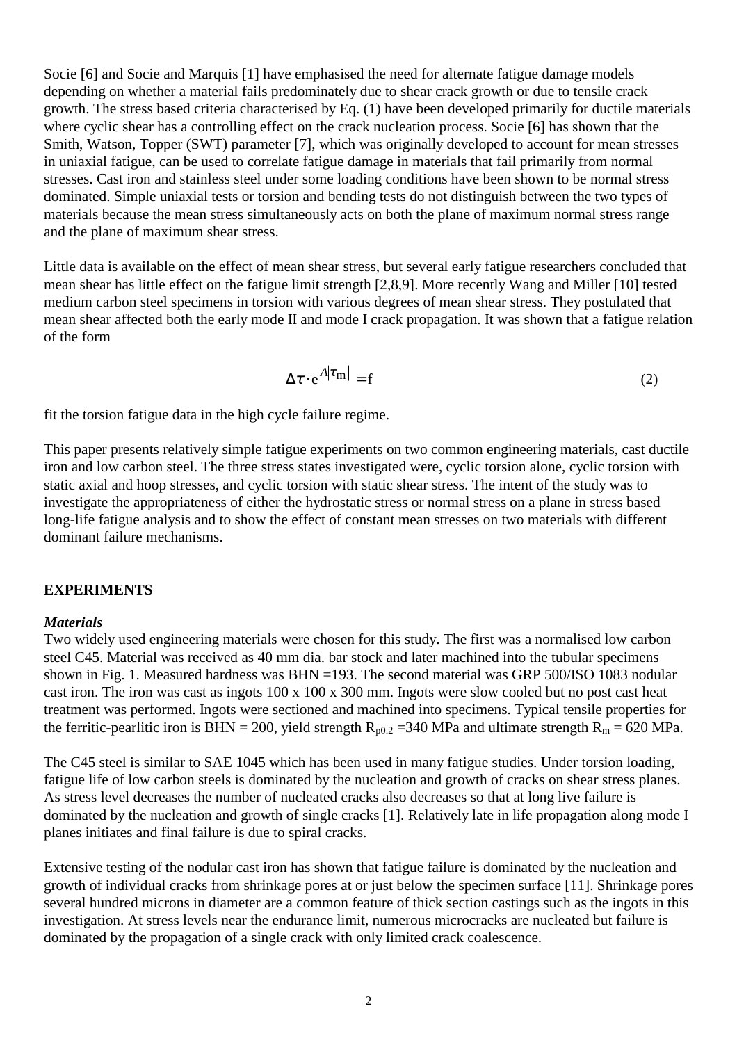Socie [6] and Socie and Marquis [1] have emphasised the need for alternate fatigue damage models depending on whether a material fails predominately due to shear crack growth or due to tensile crack growth. The stress based criteria characterised by Eq. (1) have been developed primarily for ductile materials where cyclic shear has a controlling effect on the crack nucleation process. Socie [6] has shown that the Smith, Watson, Topper (SWT) parameter [7], which was originally developed to account for mean stresses in uniaxial fatigue, can be used to correlate fatigue damage in materials that fail primarily from normal stresses. Cast iron and stainless steel under some loading conditions have been shown to be normal stress dominated. Simple uniaxial tests or torsion and bending tests do not distinguish between the two types of materials because the mean stress simultaneously acts on both the plane of maximum normal stress range and the plane of maximum shear stress.

Little data is available on the effect of mean shear stress, but several early fatigue researchers concluded that mean shear has little effect on the fatigue limit strength [2,8,9]. More recently Wang and Miller [10] tested medium carbon steel specimens in torsion with various degrees of mean shear stress. They postulated that mean shear affected both the early mode II and mode I crack propagation. It was shown that a fatigue relation of the form

$$\Delta\tau \cdot e^{A|\tau_m|} = f \tag{2}$$

fit the torsion fatigue data in the high cycle failure regime.

This paper presents relatively simple fatigue experiments on two common engineering materials, cast ductile iron and low carbon steel. The three stress states investigated were, cyclic torsion alone, cyclic torsion with static axial and hoop stresses, and cyclic torsion with static shear stress. The intent of the study was to investigate the appropriateness of either the hydrostatic stress or normal stress on a plane in stress based long-life fatigue analysis and to show the effect of constant mean stresses on two materials with different dominant failure mechanisms.

## EXPERIMENTS

### *Materials*

Two widely used engineering materials were chosen for this study. The first was a normalised low carbon steel C45. Material was received as 40 mm dia. bar stock and later machined into the tubular specimens shown in Fig. 1. Measured hardness was BHN =193. The second material was GRP 500/ISO 1083 nodular cast iron. The iron was cast as ingots 100 x 100 x 300 mm. Ingots were slow cooled but no post cast heat treatment was performed. Ingots were sectioned and machined into specimens. Typical tensile properties for the ferritic-pearlitic iron is BHN = 200, yield strength $R_{p0.2}$ =340 MPa and ultimate strength $R_m$ = 620 MPa.

The C45 steel is similar to SAE 1045 which has been used in many fatigue studies. Under torsion loading, fatigue life of low carbon steels is dominated by the nucleation and growth of cracks on shear stress planes. As stress level decreases the number of nucleated cracks also decreases so that at long live failure is dominated by the nucleation and growth of single cracks [1]. Relatively late in life propagation along mode I planes initiates and final failure is due to spiral cracks.

Extensive testing of the nodular cast iron has shown that fatigue failure is dominated by the nucleation and growth of individual cracks from shrinkage pores at or just below the specimen surface [11]. Shrinkage pores several hundred microns in diameter are a common feature of thick section castings such as the ingots in this investigation. At stress levels near the endurance limit, numerous microcracks are nucleated but failure is dominated by the propagation of a single crack with only limited crack coalescence.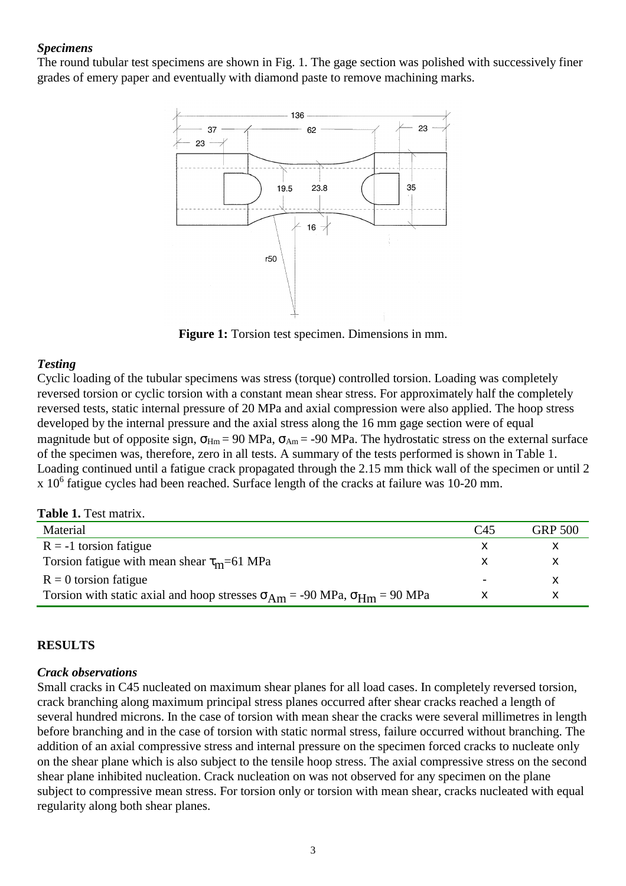### *Specimens*

The round tubular test specimens are shown in Fig. 1. The gage section was polished with successively finer grades of emery paper and eventually with diamond paste to remove machining marks.

**Figure 1:** Torsion test specimen. Dimensions in mm.

### *Testing*

Cyclic loading of the tubular specimens was stress (torque) controlled torsion. Loading was completely reversed torsion or cyclic torsion with a constant mean shear stress. For approximately half the completely reversed tests, static internal pressure of 20 MPa and axial compression were also applied. The hoop stress developed by the internal pressure and the axial stress along the 16 mm gage section were of equal magnitude but of opposite sign, $\sigma_{Hm}$ = 90 MPa, $\sigma_{Am}$ = -90 MPa. The hydrostatic stress on the external surface of the specimen was, therefore, zero in all tests. A summary of the tests performed is shown in Table 1. Loading continued until a fatigue crack propagated through the 2.15 mm thick wall of the specimen or until 2 x $10^6$ fatigue cycles had been reached. Surface length of the cracks at failure was 10-20 mm.

**Table 1.** Test matrix.

| Material | C45 | GRP 500 |
|---|---|---|
| R = -1 torsion fatigue | x | x |
| Torsion fatigue with mean shear $\tau_m$=61 MPa | x | x |
| R = 0 torsion fatigue | - | x |
| Torsion with static axial and hoop stresses $\sigma_{Am}$ = -90 MPa, $\sigma_{Hm}$ = 90 MPa | x | x |

## RESULTS

### *Crack observations*

Small cracks in C45 nucleated on maximum shear planes for all load cases. In completely reversed torsion, crack branching along maximum principal stress planes occurred after shear cracks reached a length of several hundred microns. In the case of torsion with mean shear the cracks were several millimetres in length before branching and in the case of torsion with static normal stress, failure occurred without branching. The addition of an axial compressive stress and internal pressure on the specimen forced cracks to nucleate only on the shear plane which is also subject to the tensile hoop stress. The axial compressive stress on the second shear plane inhibited nucleation. Crack nucleation on was not observed for any specimen on the plane subject to compressive mean stress. For torsion only or torsion with mean shear, cracks nucleated with equal regularity along both shear planes.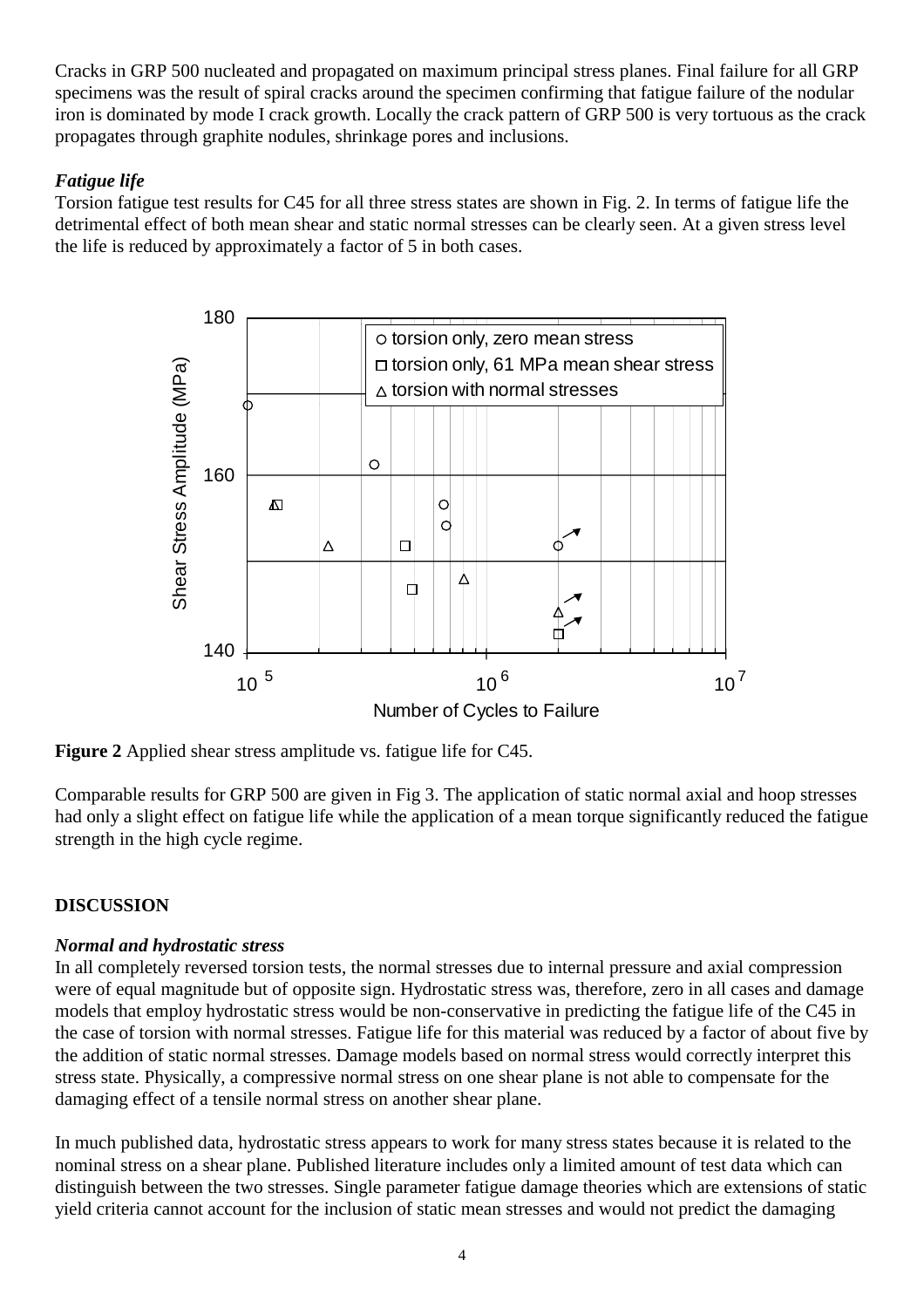Cracks in GRP 500 nucleated and propagated on maximum principal stress planes. Final failure for all GRP specimens was the result of spiral cracks around the specimen confirming that fatigue failure of the nodular iron is dominated by mode I crack growth. Locally the crack pattern of GRP 500 is very tortuous as the crack propagates through graphite nodules, shrinkage pores and inclusions.

### *Fatigue life*

Torsion fatigue test results for C45 for all three stress states are shown in Fig. 2. In terms of fatigue life the detrimental effect of both mean shear and static normal stresses can be clearly seen. At a given stress level the life is reduced by approximately a factor of 5 in both cases.

**Figure 2** Applied shear stress amplitude vs. fatigue life for C45.

Comparable results for GRP 500 are given in Fig 3. The application of static normal axial and hoop stresses had only a slight effect on fatigue life while the application of a mean torque significantly reduced the fatigue strength in the high cycle regime.

## DISCUSSION

### *Normal and hydrostatic stress*

In all completely reversed torsion tests, the normal stresses due to internal pressure and axial compression were of equal magnitude but of opposite sign. Hydrostatic stress was, therefore, zero in all cases and damage models that employ hydrostatic stress would be non-conservative in predicting the fatigue life of the C45 in the case of torsion with normal stresses. Fatigue life for this material was reduced by a factor of about five by the addition of static normal stresses. Damage models based on normal stress would correctly interpret this stress state. Physically, a compressive normal stress on one shear plane is not able to compensate for the damaging effect of a tensile normal stress on another shear plane.

In much published data, hydrostatic stress appears to work for many stress states because it is related to the nominal stress on a shear plane. Published literature includes only a limited amount of test data which can distinguish between the two stresses. Single parameter fatigue damage theories which are extensions of static yield criteria cannot account for the inclusion of static mean stresses and would not predict the damaging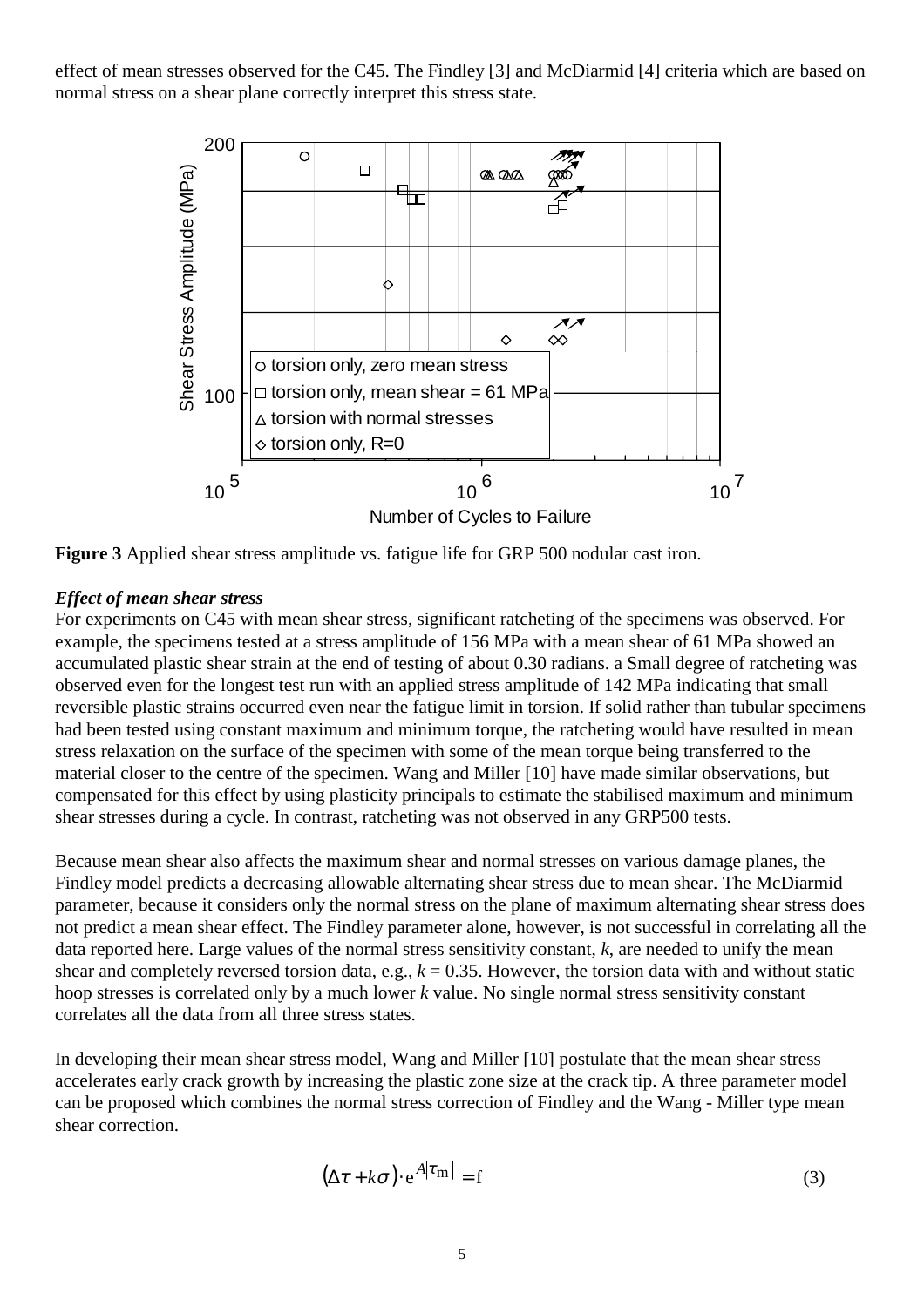effect of mean stresses observed for the C45. The Findley [3] and McDiarmid [4] criteria which are based on normal stress on a shear plane correctly interpret this stress state.

**Figure 3** Applied shear stress amplitude vs. fatigue life for GRP 500 nodular cast iron.

### *Effect of mean shear stress*

For experiments on C45 with mean shear stress, significant ratcheting of the specimens was observed. For example, the specimens tested at a stress amplitude of 156 MPa with a mean shear of 61 MPa showed an accumulated plastic shear strain at the end of testing of about 0.30 radians. a Small degree of ratcheting was observed even for the longest test run with an applied stress amplitude of 142 MPa indicating that small reversible plastic strains occurred even near the fatigue limit in torsion. If solid rather than tubular specimens had been tested using constant maximum and minimum torque, the ratcheting would have resulted in mean stress relaxation on the surface of the specimen with some of the mean torque being transferred to the material closer to the centre of the specimen. Wang and Miller [10] have made similar observations, but compensated for this effect by using plasticity principals to estimate the stabilised maximum and minimum shear stresses during a cycle. In contrast, ratcheting was not observed in any GRP500 tests.

Because mean shear also affects the maximum shear and normal stresses on various damage planes, the Findley model predicts a decreasing allowable alternating shear stress due to mean shear. The McDiarmid parameter, because it considers only the normal stress on the plane of maximum alternating shear stress does not predict a mean shear effect. The Findley parameter alone, however, is not successful in correlating all the data reported here. Large values of the normal stress sensitivity constant, $k$, are needed to unify the mean shear and completely reversed torsion data, e.g., $k = 0.35$. However, the torsion data with and without static hoop stresses is correlated only by a much lower $k$ value. No single normal stress sensitivity constant correlates all the data from all three stress states.

In developing their mean shear stress model, Wang and Miller [10] postulate that the mean shear stress accelerates early crack growth by increasing the plastic zone size at the crack tip. A three parameter model can be proposed which combines the normal stress correction of Findley and the Wang - Miller type mean shear correction.

$$(\Delta\tau + k\sigma)\cdot e^{A|\tau_m|} = f \tag{3}$$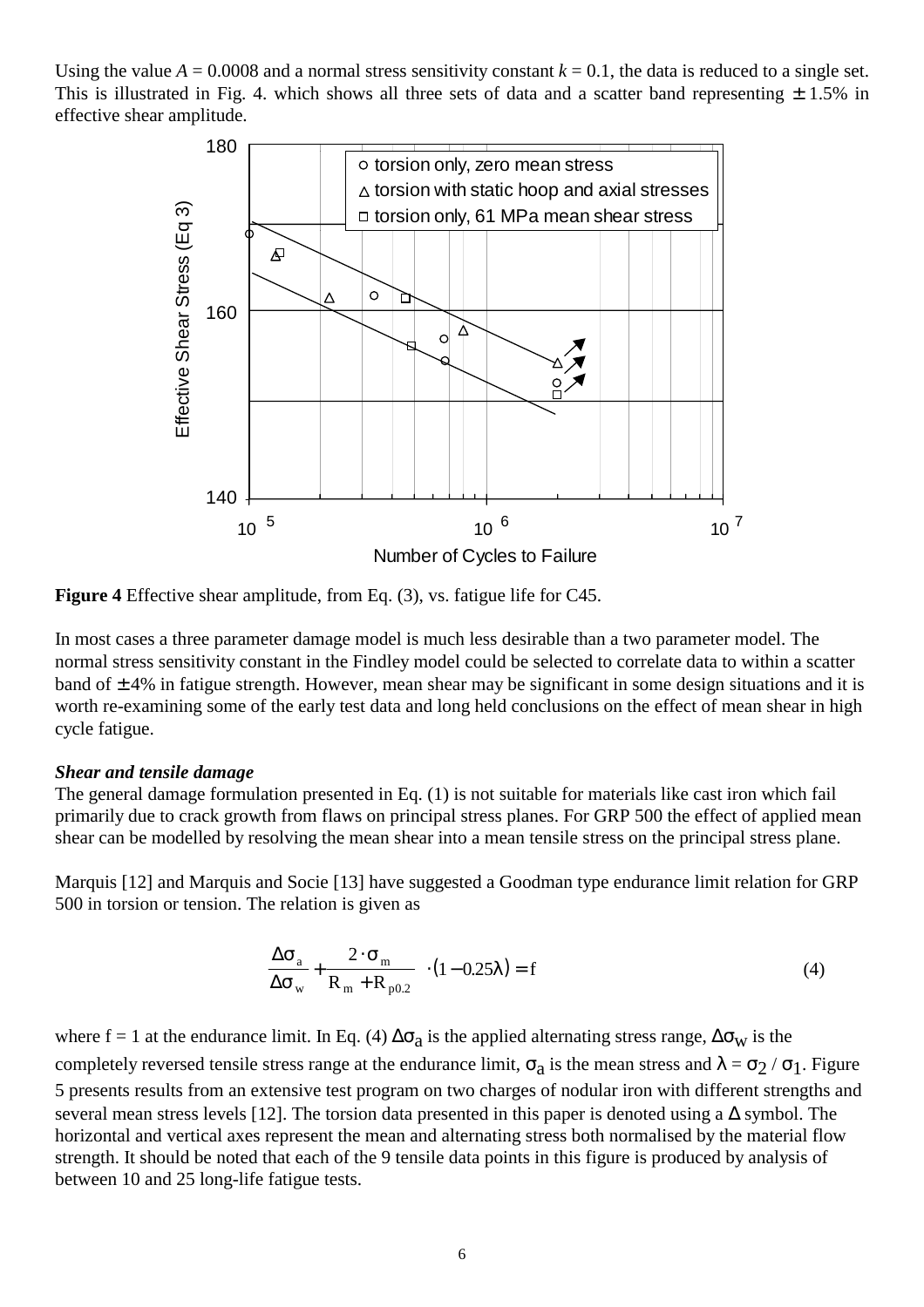Using the value $A = 0.0008$ and a normal stress sensitivity constant $k = 0.1$, the data is reduced to a single set. This is illustrated in Fig. 4. which shows all three sets of data and a scatter band representing ± 1.5% in effective shear amplitude.

**Figure 4** Effective shear amplitude, from Eq. (3), vs. fatigue life for C45.

In most cases a three parameter damage model is much less desirable than a two parameter model. The normal stress sensitivity constant in the Findley model could be selected to correlate data to within a scatter band of ± 4% in fatigue strength. However, mean shear may be significant in some design situations and it is worth re-examining some of the early test data and long held conclusions on the effect of mean shear in high cycle fatigue.

***Shear and tensile damage***

The general damage formulation presented in Eq. (1) is not suitable for materials like cast iron which fail primarily due to crack growth from flaws on principal stress planes. For GRP 500 the effect of applied mean shear can be modelled by resolving the mean shear into a mean tensile stress on the principal stress plane.

Marquis [12] and Marquis and Socie [13] have suggested a Goodman type endurance limit relation for GRP 500 in torsion or tension. The relation is given as

$$\frac{\Delta\sigma_a}{\Delta\sigma_w} + \frac{2 \cdot \sigma_m}{R_m + R_{p0.2}} \cdot (1 - 0.25\lambda) = f \tag{4}$$

where f = 1 at the endurance limit. In Eq. (4) $\Delta\sigma_a$ is the applied alternating stress range, $\Delta\sigma_w$ is the completely reversed tensile stress range at the endurance limit, $\sigma_a$ is the mean stress and $\lambda = \sigma_2 / \sigma_1$. Figure 5 presents results from an extensive test program on two charges of nodular iron with different strengths and several mean stress levels [12]. The torsion data presented in this paper is denoted using a Δ symbol. The horizontal and vertical axes represent the mean and alternating stress both normalised by the material flow strength. It should be noted that each of the 9 tensile data points in this figure is produced by analysis of between 10 and 25 long-life fatigue tests.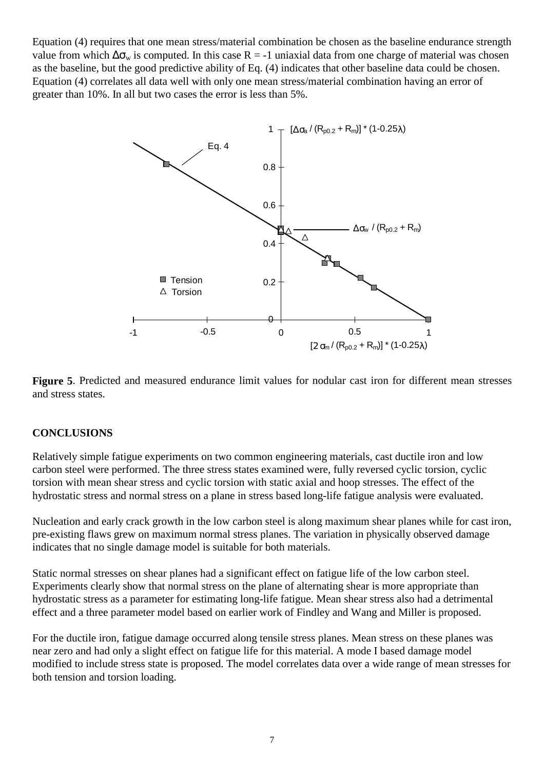Equation (4) requires that one mean stress/material combination be chosen as the baseline endurance strength value from which $\Delta\sigma_w$ is computed. In this case R = -1 uniaxial data from one charge of material was chosen as the baseline, but the good predictive ability of Eq. (4) indicates that other baseline data could be chosen. Equation (4) correlates all data well with only one mean stress/material combination having an error of greater than 10%. In all but two cases the error is less than 5%.

**Figure 5**. Predicted and measured endurance limit values for nodular cast iron for different mean stresses and stress states.

## CONCLUSIONS

Relatively simple fatigue experiments on two common engineering materials, cast ductile iron and low carbon steel were performed. The three stress states examined were, fully reversed cyclic torsion, cyclic torsion with mean shear stress and cyclic torsion with static axial and hoop stresses. The effect of the hydrostatic stress and normal stress on a plane in stress based long-life fatigue analysis were evaluated.

Nucleation and early crack growth in the low carbon steel is along maximum shear planes while for cast iron, pre-existing flaws grew on maximum normal stress planes. The variation in physically observed damage indicates that no single damage model is suitable for both materials.

Static normal stresses on shear planes had a significant effect on fatigue life of the low carbon steel. Experiments clearly show that normal stress on the plane of alternating shear is more appropriate than hydrostatic stress as a parameter for estimating long-life fatigue. Mean shear stress also had a detrimental effect and a three parameter model based on earlier work of Findley and Wang and Miller is proposed.

For the ductile iron, fatigue damage occurred along tensile stress planes. Mean stress on these planes was near zero and had only a slight effect on fatigue life for this material. A mode I based damage model modified to include stress state is proposed. The model correlates data over a wide range of mean stresses for both tension and torsion loading.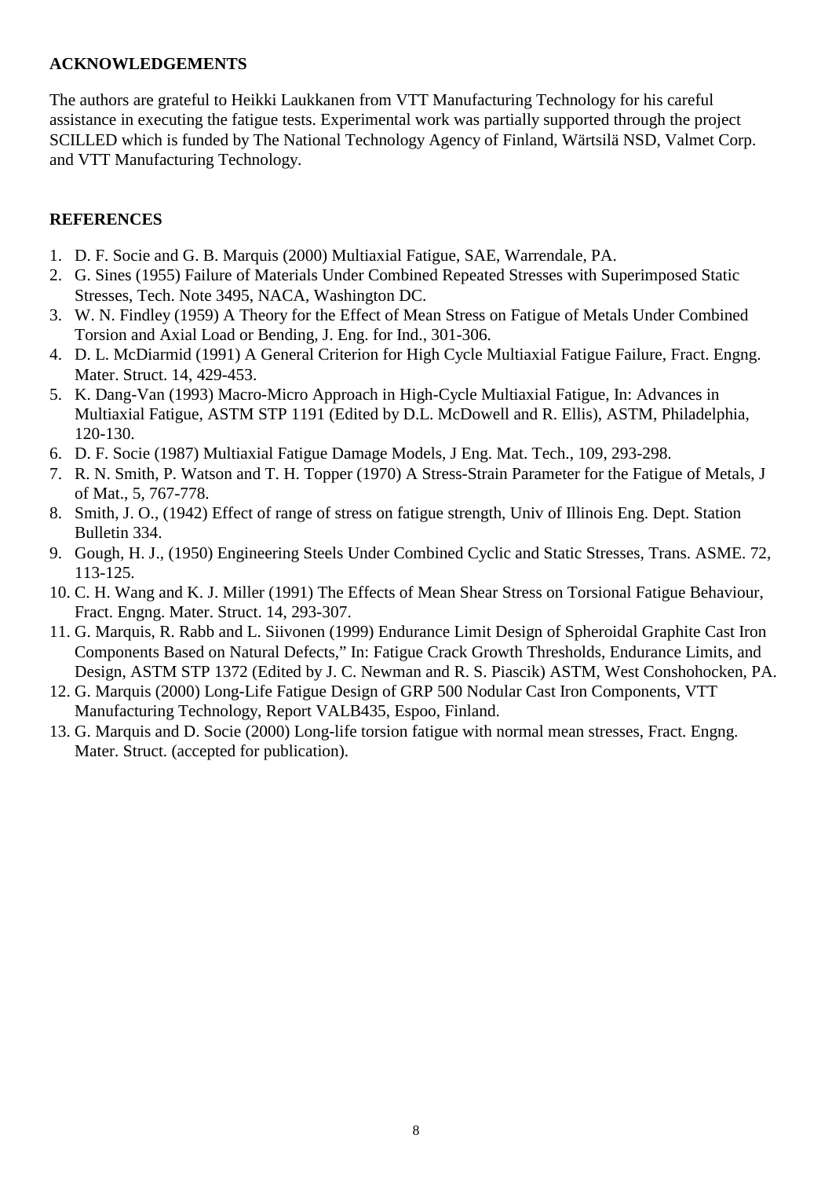**ACKNOWLEDGEMENTS**

The authors are grateful to Heikki Laukkanen from VTT Manufacturing Technology for his careful assistance in executing the fatigue tests. Experimental work was partially supported through the project SCILLED which is funded by The National Technology Agency of Finland, Wärtsilä NSD, Valmet Corp. and VTT Manufacturing Technology.

**REFERENCES**

1. D. F. Socie and G. B. Marquis (2000) Multiaxial Fatigue, SAE, Warrendale, PA.
2. G. Sines (1955) Failure of Materials Under Combined Repeated Stresses with Superimposed Static Stresses, Tech. Note 3495, NACA, Washington DC.
3. W. N. Findley (1959) A Theory for the Effect of Mean Stress on Fatigue of Metals Under Combined Torsion and Axial Load or Bending, J. Eng. for Ind., 301-306.
4. D. L. McDiarmid (1991) A General Criterion for High Cycle Multiaxial Fatigue Failure, Fract. Engng. Mater. Struct. 14, 429-453.
5. K. Dang-Van (1993) Macro-Micro Approach in High-Cycle Multiaxial Fatigue, In: Advances in Multiaxial Fatigue, ASTM STP 1191 (Edited by D.L. McDowell and R. Ellis), ASTM, Philadelphia, 120-130.
6. D. F. Socie (1987) Multiaxial Fatigue Damage Models, J Eng. Mat. Tech., 109, 293-298.
7. R. N. Smith, P. Watson and T. H. Topper (1970) A Stress-Strain Parameter for the Fatigue of Metals, J of Mat., 5, 767-778.
8. Smith, J. O., (1942) Effect of range of stress on fatigue strength, Univ of Illinois Eng. Dept. Station Bulletin 334.
9. Gough, H. J., (1950) Engineering Steels Under Combined Cyclic and Static Stresses, Trans. ASME. 72, 113-125.
10. C. H. Wang and K. J. Miller (1991) The Effects of Mean Shear Stress on Torsional Fatigue Behaviour, Fract. Engng. Mater. Struct. 14, 293-307.
11. G. Marquis, R. Rabb and L. Siivonen (1999) Endurance Limit Design of Spheroidal Graphite Cast Iron Components Based on Natural Defects," In: Fatigue Crack Growth Thresholds, Endurance Limits, and Design, ASTM STP 1372 (Edited by J. C. Newman and R. S. Piascik) ASTM, West Conshohocken, PA.
12. G. Marquis (2000) Long-Life Fatigue Design of GRP 500 Nodular Cast Iron Components, VTT Manufacturing Technology, Report VALB435, Espoo, Finland.
13. G. Marquis and D. Socie (2000) Long-life torsion fatigue with normal mean stresses, Fract. Engng. Mater. Struct. (accepted for publication).